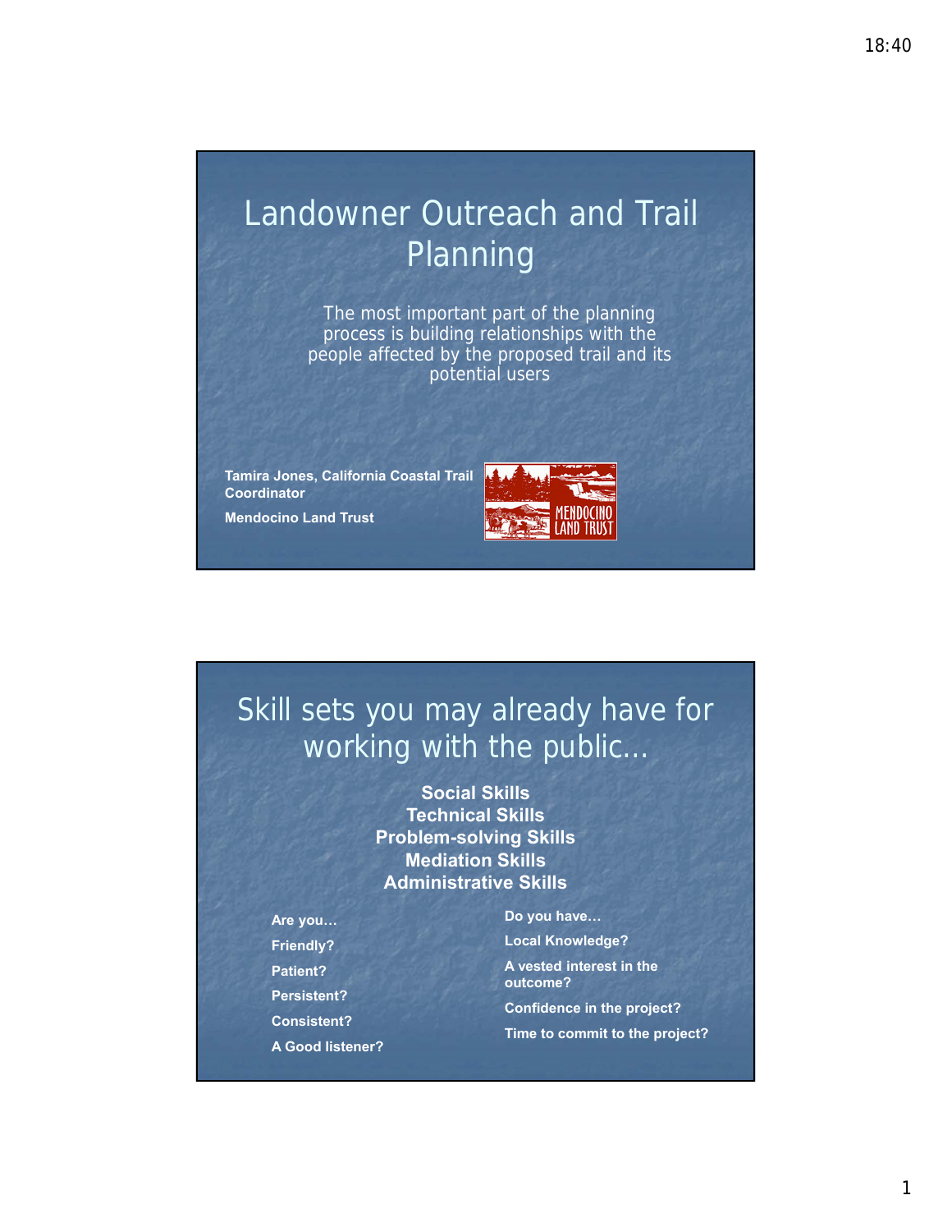# Landowner Outreach and Trail Planning

The most important part of the planning process is building relationships with the people affected by the proposed trail and its potential users

**Tamira Jones, California Coastal Trail Coordinator**

**Mendocino Land Trust**

MENDOCINO LAND TRUST

# Skill sets you may already have for working with the public…

**Social Skills**
**Technical Skills**
**Problem-solving Skills**
**Mediation Skills**
**Administrative Skills**

**Are you…**

- **Friendly?**
- **Patient?**
- **Persistent?**
- **Consistent?**
- **A Good listener?**

**Do you have…**

- **Local Knowledge?**
- **A vested interest in the outcome?**
- **Confidence in the project?**
- **Time to commit to the project?**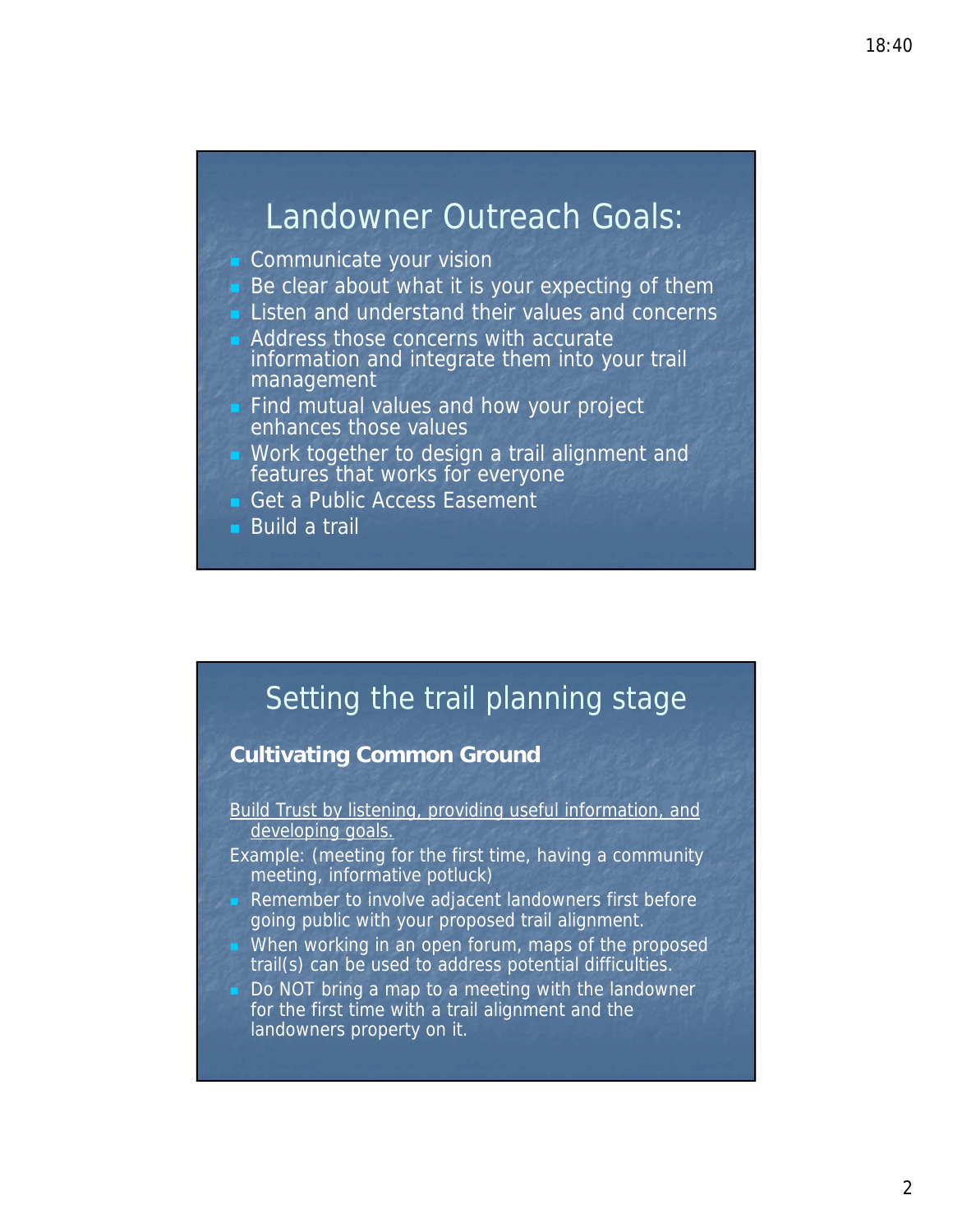## Landowner Outreach Goals:

- Communicate your vision
- Be clear about what it is your expecting of them
- Listen and understand their values and concerns
- Address those concerns with accurate information and integrate them into your trail management
- Find mutual values and how your project enhances those values
- Work together to design a trail alignment and features that works for everyone
- Get a Public Access Easement
- Build a trail

## Setting the trail planning stage

**Cultivating Common Ground**

<u>Build Trust by listening, providing useful information, and developing goals.</u>

Example: (meeting for the first time, having a community meeting, informative potluck)

- Remember to involve adjacent landowners first before going public with your proposed trail alignment.
- When working in an open forum, maps of the proposed trail(s) can be used to address potential difficulties.
- Do NOT bring a map to a meeting with the landowner for the first time with a trail alignment and the landowners property on it.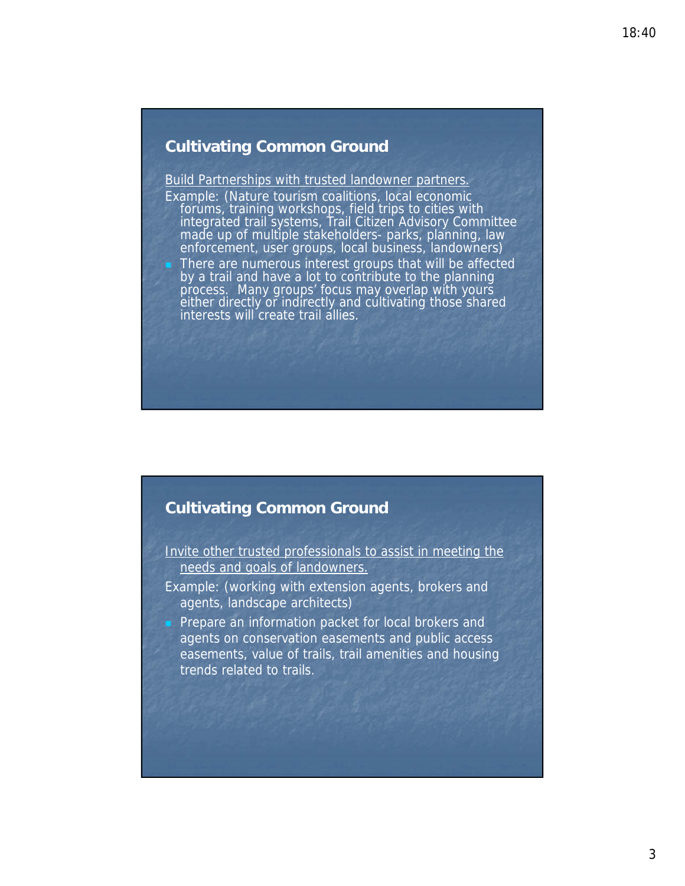## Cultivating Common Ground

Build Partnerships with trusted landowner partners.

Example: (Nature tourism coalitions, local economic forums, training workshops, field trips to cities with integrated trail systems, Trail Citizen Advisory Committee made up of multiple stakeholders- parks, planning, law enforcement, user groups, local business, landowners)

- There are numerous interest groups that will be affected by a trail and have a lot to contribute to the planning process. Many groups' focus may overlap with yours either directly or indirectly and cultivating those shared interests will create trail allies.

## Cultivating Common Ground

Invite other trusted professionals to assist in meeting the needs and goals of landowners.

Example: (working with extension agents, brokers and agents, landscape architects)

- Prepare an information packet for local brokers and agents on conservation easements and public access easements, value of trails, trail amenities and housing trends related to trails.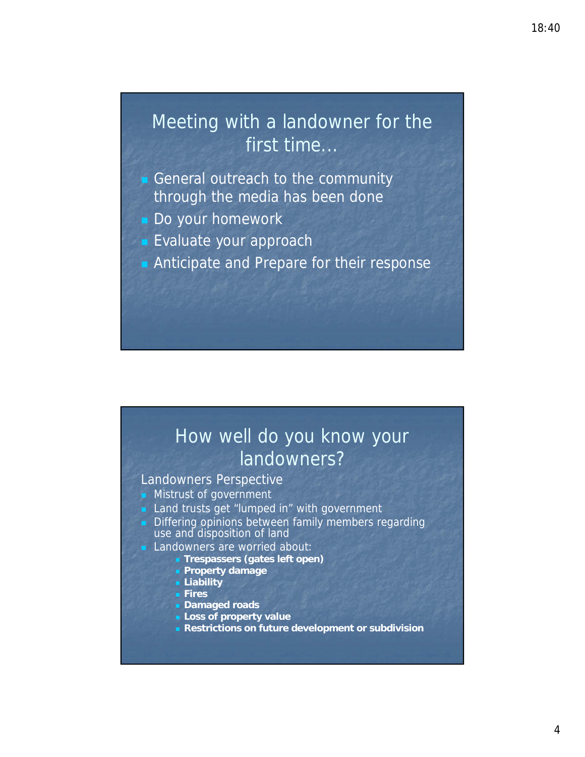## Meeting with a landowner for the first time…

- General outreach to the community through the media has been done
- Do your homework
- Evaluate your approach
- Anticipate and Prepare for their response

## How well do you know your landowners?

Landowners Perspective

- Mistrust of government
- Land trusts get "lumped in" with government
- Differing opinions between family members regarding use and disposition of land
- Landowners are worried about:
  - **Trespassers (gates left open)**
  - **Property damage**
  - **Liability**
  - **Fires**
  - **Damaged roads**
  - **Loss of property value**
  - **Restrictions on future development or subdivision**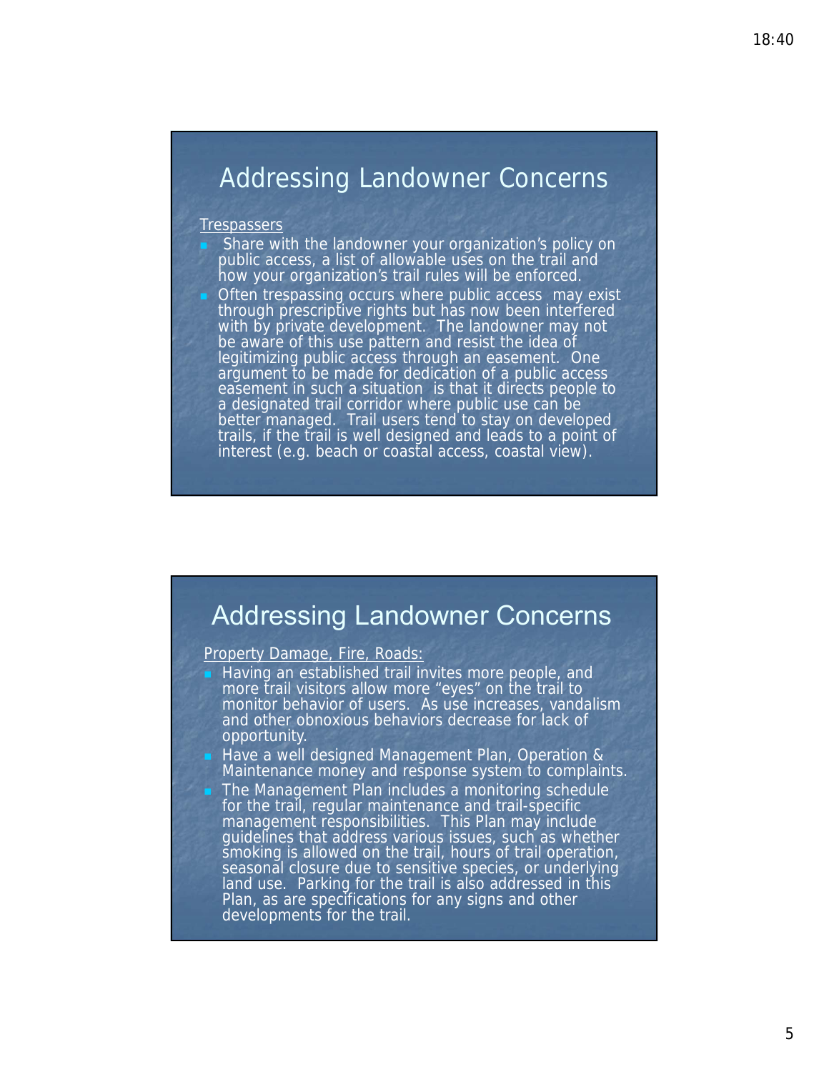## Addressing Landowner Concerns

Trespassers

- Share with the landowner your organization's policy on public access, a list of allowable uses on the trail and how your organization's trail rules will be enforced.
- Often trespassing occurs where public access may exist through prescriptive rights but has now been interfered with by private development. The landowner may not be aware of this use pattern and resist the idea of legitimizing public access through an easement. One argument to be made for dedication of a public access easement in such a situation is that it directs people to a designated trail corridor where public use can be better managed. Trail users tend to stay on developed trails, if the trail is well designed and leads to a point of interest (e.g. beach or coastal access, coastal view).

## Addressing Landowner Concerns

Property Damage, Fire, Roads:

- Having an established trail invites more people, and more trail visitors allow more "eyes" on the trail to monitor behavior of users. As use increases, vandalism and other obnoxious behaviors decrease for lack of opportunity.
- Have a well designed Management Plan, Operation & Maintenance money and response system to complaints.
- The Management Plan includes a monitoring schedule for the trail, regular maintenance and trail-specific management responsibilities. This Plan may include guidelines that address various issues, such as whether smoking is allowed on the trail, hours of trail operation, seasonal closure due to sensitive species, or underlying land use. Parking for the trail is also addressed in this Plan, as are specifications for any signs and other developments for the trail.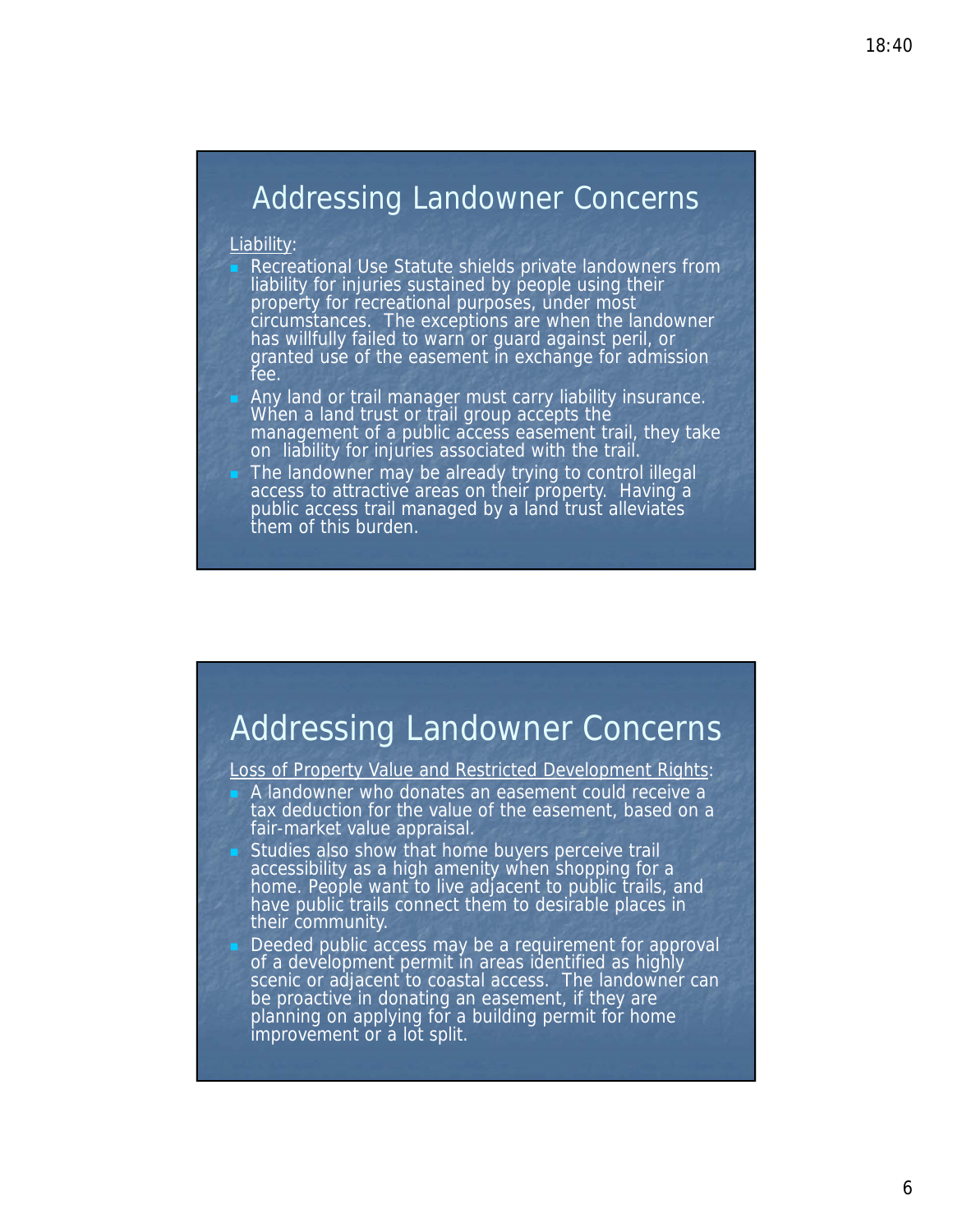## Addressing Landowner Concerns

Liability:

- Recreational Use Statute shields private landowners from liability for injuries sustained by people using their property for recreational purposes, under most circumstances. The exceptions are when the landowner has willfully failed to warn or guard against peril, or granted use of the easement in exchange for admission fee.
- Any land or trail manager must carry liability insurance. When a land trust or trail group accepts the management of a public access easement trail, they take on liability for injuries associated with the trail.
- The landowner may be already trying to control illegal access to attractive areas on their property. Having a public access trail managed by a land trust alleviates them of this burden.

## Addressing Landowner Concerns

Loss of Property Value and Restricted Development Rights:

- A landowner who donates an easement could receive a tax deduction for the value of the easement, based on a fair-market value appraisal.
- Studies also show that home buyers perceive trail accessibility as a high amenity when shopping for a home. People want to live adjacent to public trails, and have public trails connect them to desirable places in their community.
- Deeded public access may be a requirement for approval of a development permit in areas identified as highly scenic or adjacent to coastal access. The landowner can be proactive in donating an easement, if they are planning on applying for a building permit for home improvement or a lot split.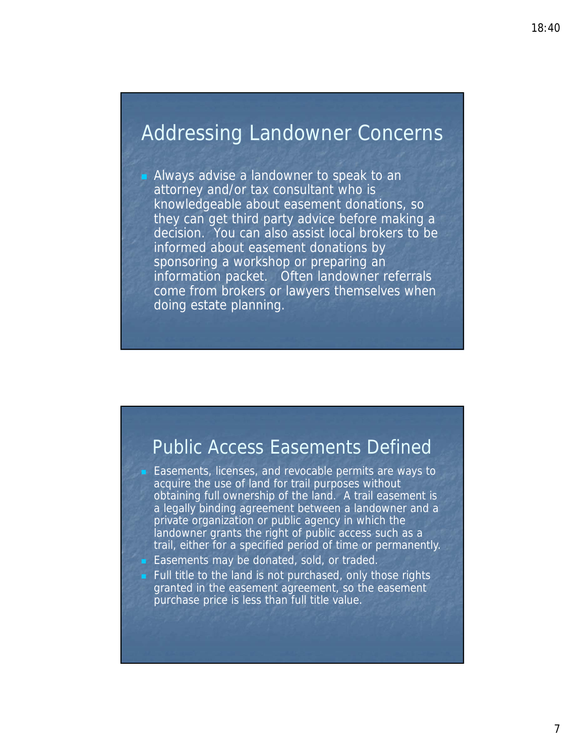## Addressing Landowner Concerns

- Always advise a landowner to speak to an attorney and/or tax consultant who is knowledgeable about easement donations, so they can get third party advice before making a decision. You can also assist local brokers to be informed about easement donations by sponsoring a workshop or preparing an information packet. Often landowner referrals come from brokers or lawyers themselves when doing estate planning.

## Public Access Easements Defined

- Easements, licenses, and revocable permits are ways to acquire the use of land for trail purposes without obtaining full ownership of the land. A trail easement is a legally binding agreement between a landowner and a private organization or public agency in which the landowner grants the right of public access such as a trail, either for a specified period of time or permanently.
- Easements may be donated, sold, or traded.
- Full title to the land is not purchased, only those rights granted in the easement agreement, so the easement purchase price is less than full title value.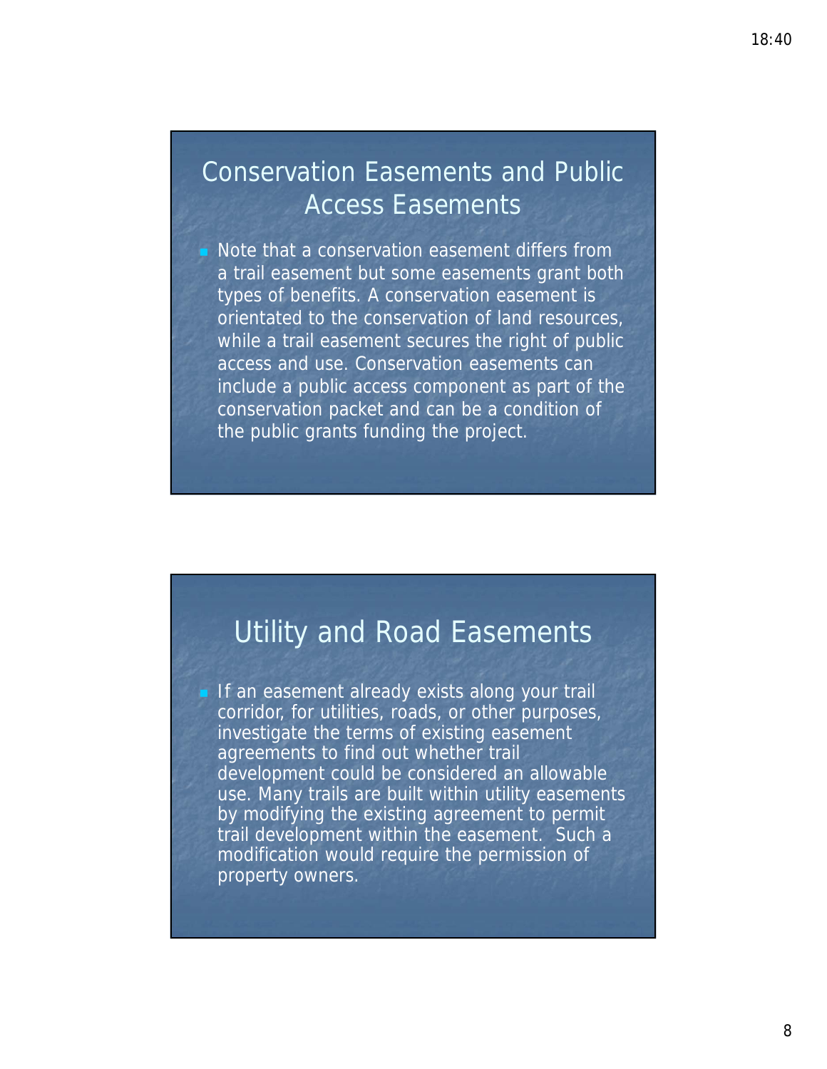## Conservation Easements and Public Access Easements

- Note that a conservation easement differs from a trail easement but some easements grant both types of benefits. A conservation easement is orientated to the conservation of land resources, while a trail easement secures the right of public access and use. Conservation easements can include a public access component as part of the conservation packet and can be a condition of the public grants funding the project.

## Utility and Road Easements

- If an easement already exists along your trail corridor, for utilities, roads, or other purposes, investigate the terms of existing easement agreements to find out whether trail development could be considered an allowable use. Many trails are built within utility easements by modifying the existing agreement to permit trail development within the easement. Such a modification would require the permission of property owners.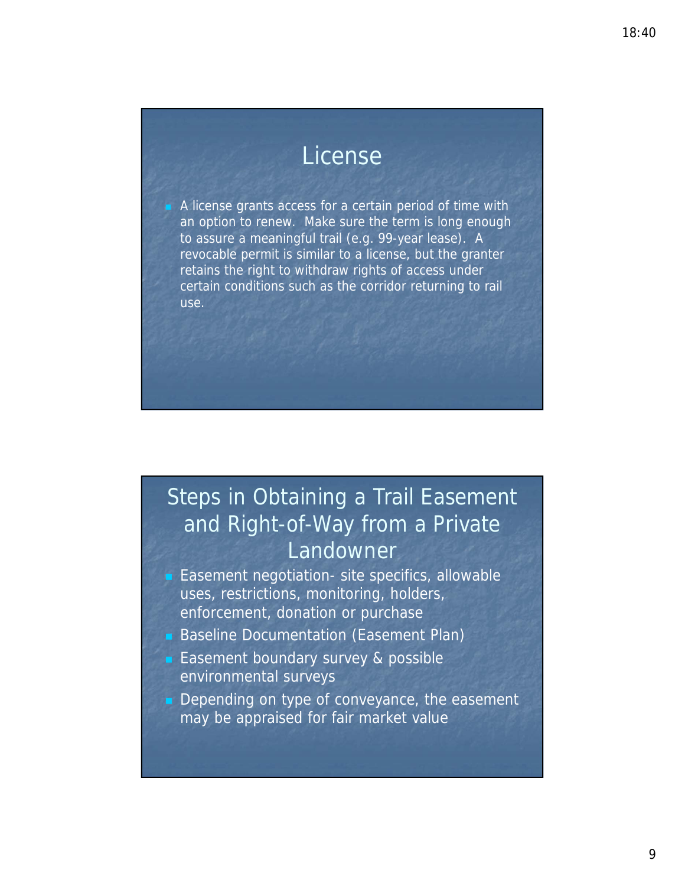## License

- A license grants access for a certain period of time with an option to renew. Make sure the term is long enough to assure a meaningful trail (e.g. 99-year lease). A revocable permit is similar to a license, but the granter retains the right to withdraw rights of access under certain conditions such as the corridor returning to rail use.

## Steps in Obtaining a Trail Easement and Right-of-Way from a Private Landowner

- Easement negotiation- site specifics, allowable uses, restrictions, monitoring, holders, enforcement, donation or purchase
- Baseline Documentation (Easement Plan)
- Easement boundary survey & possible environmental surveys
- Depending on type of conveyance, the easement may be appraised for fair market value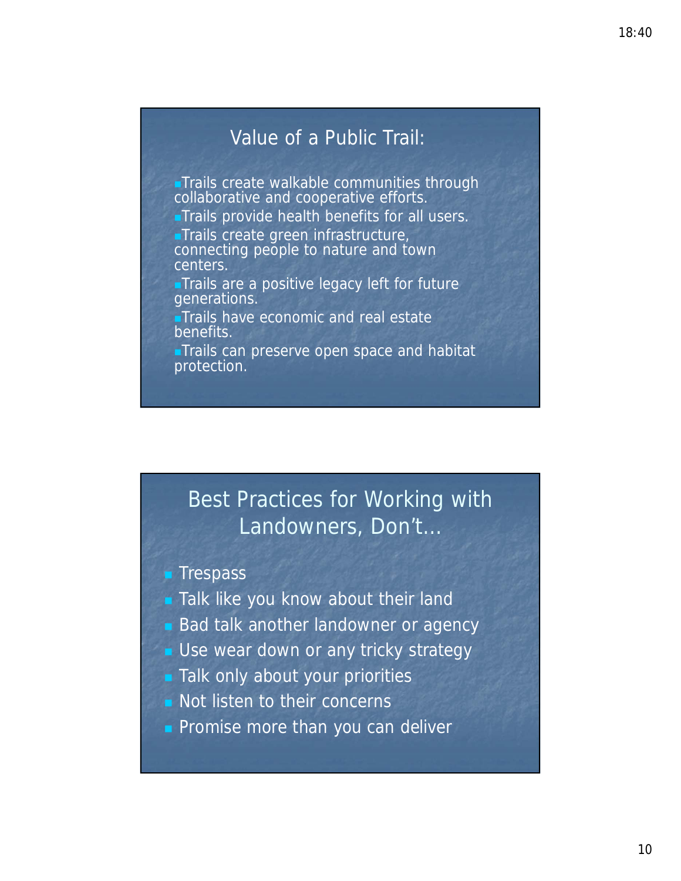## Value of a Public Trail:

- Trails create walkable communities through collaborative and cooperative efforts.
- Trails provide health benefits for all users.
- Trails create green infrastructure, connecting people to nature and town centers.
- Trails are a positive legacy left for future generations.
- Trails have economic and real estate benefits.
- Trails can preserve open space and habitat protection.

## Best Practices for Working with Landowners, Don't…

- Trespass
- Talk like you know about their land
- Bad talk another landowner or agency
- Use wear down or any tricky strategy
- Talk only about your priorities
- Not listen to their concerns
- Promise more than you can deliver